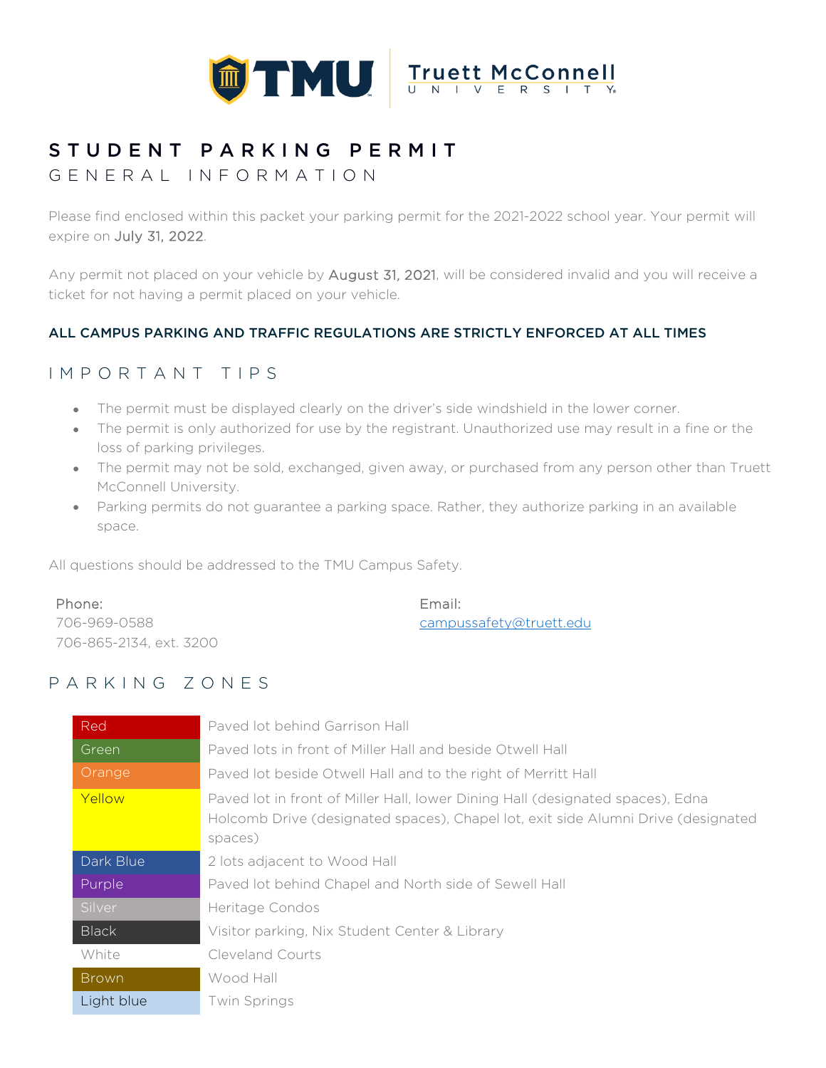# STUDENT PARKING PERMIT

## GENERAL INFORMATION

Please find enclosed within this packet your parking permit for the 2021-2022 school year. Your permit will expire on July 31, 2022.

Any permit not placed on your vehicle by August 31, 2021, will be considered invalid and you will receive a ticket for not having a permit placed on your vehicle.

**ALL CAMPUS PARKING AND TRAFFIC REGULATIONS ARE STRICTLY ENFORCED AT ALL TIMES**

## IMPORTANT TIPS

- The permit must be displayed clearly on the driver's side windshield in the lower corner.
- The permit is only authorized for use by the registrant. Unauthorized use may result in a fine or the loss of parking privileges.
- The permit may not be sold, exchanged, given away, or purchased from any person other than Truett McConnell University.
- Parking permits do not guarantee a parking space. Rather, they authorize parking in an available space.

All questions should be addressed to the TMU Campus Safety.

Phone:
706-969-0588
706-865-2134, ext. 3200

Email:
campussafety@truett.edu

## PARKING ZONES

| Zone | Location |
|---|---|
| Red | Paved lot behind Garrison Hall |
| Green | Paved lots in front of Miller Hall and beside Otwell Hall |
| Orange | Paved lot beside Otwell Hall and to the right of Merritt Hall |
| Yellow | Paved lot in front of Miller Hall, lower Dining Hall (designated spaces), Edna Holcomb Drive (designated spaces), Chapel lot, exit side Alumni Drive (designated spaces) |
| Dark Blue | 2 lots adjacent to Wood Hall |
| Purple | Paved lot behind Chapel and North side of Sewell Hall |
| Silver | Heritage Condos |
| Black | Visitor parking, Nix Student Center & Library |
| White | Cleveland Courts |
| Brown | Wood Hall |
| Light blue | Twin Springs |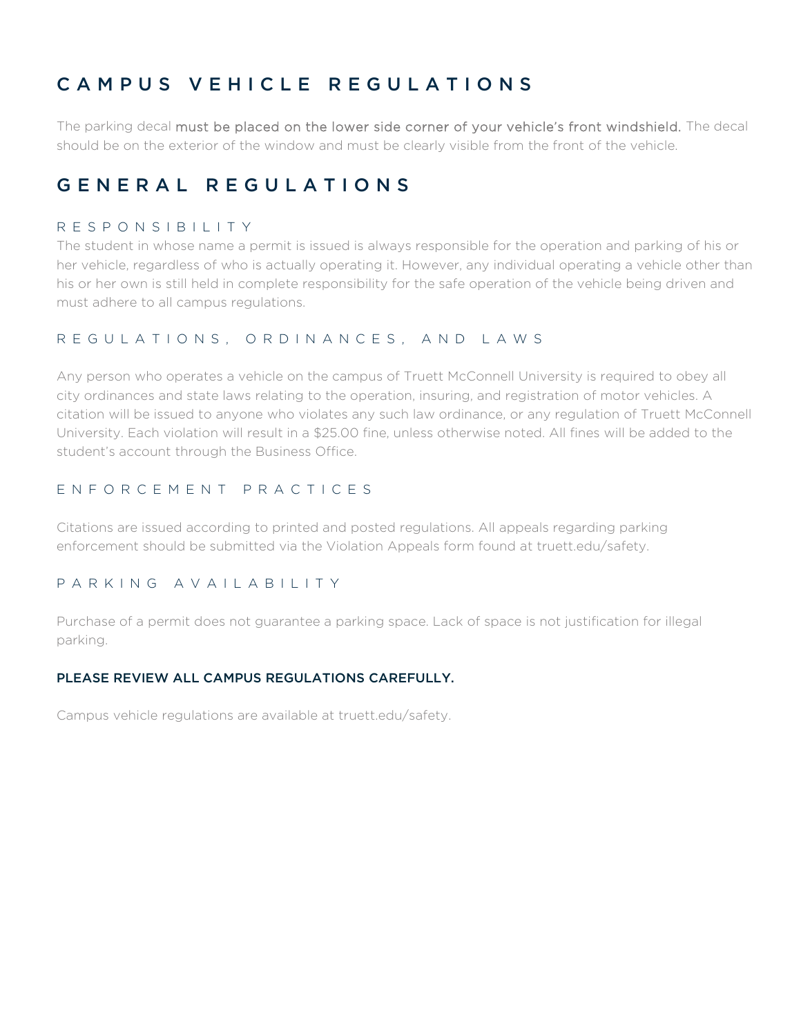# CAMPUS VEHICLE REGULATIONS

The parking decal **must be placed on the lower side corner of your vehicle's front windshield.** The decal should be on the exterior of the window and must be clearly visible from the front of the vehicle.

# GENERAL REGULATIONS

### RESPONSIBILITY

The student in whose name a permit is issued is always responsible for the operation and parking of his or her vehicle, regardless of who is actually operating it. However, any individual operating a vehicle other than his or her own is still held in complete responsibility for the safe operation of the vehicle being driven and must adhere to all campus regulations.

### REGULATIONS, ORDINANCES, AND LAWS

Any person who operates a vehicle on the campus of Truett McConnell University is required to obey all city ordinances and state laws relating to the operation, insuring, and registration of motor vehicles. A citation will be issued to anyone who violates any such law ordinance, or any regulation of Truett McConnell University. Each violation will result in a $25.00 fine, unless otherwise noted. All fines will be added to the student's account through the Business Office.

### ENFORCEMENT PRACTICES

Citations are issued according to printed and posted regulations. All appeals regarding parking enforcement should be submitted via the Violation Appeals form found at truett.edu/safety.

### PARKING AVAILABILITY

Purchase of a permit does not guarantee a parking space. Lack of space is not justification for illegal parking.

**PLEASE REVIEW ALL CAMPUS REGULATIONS CAREFULLY.**

Campus vehicle regulations are available at truett.edu/safety.